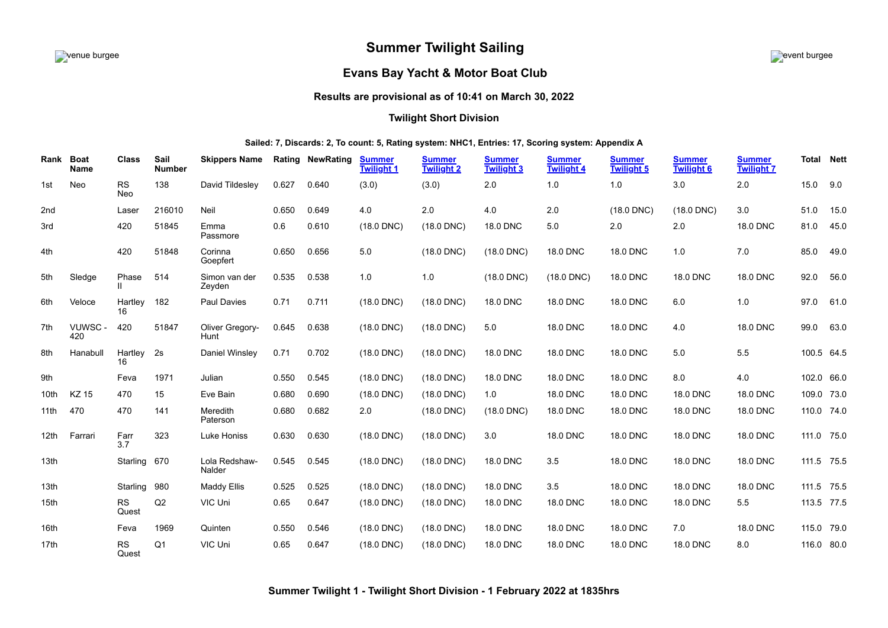# Summary Twilight Sailing

## Evans Bay Yacht & Motor Boat Club

### Results are provisional as of 10:41 on March 30, 2022

### Twilight Short Division

**Sailed: 7, Discards: 2, To count: 5, Rating system: NHC1, Entries: 17, Scoring system: Appendix A**

| Rank | Boat Name | Class | Sail Number | Skippers Name | Rating | NewRating | Summer Twilight 1 | Summer Twilight 2 | Summer Twilight 3 | Summer Twilight 4 | Summer Twilight 5 | Summer Twilight 6 | Summer Twilight 7 | Total | Nett |
|---|---|---|---|---|---|---|---|---|---|---|---|---|---|---|---|
| 1st | Neo | RS Neo | 138 | David Tildesley | 0.627 | 0.640 | (3.0) | (3.0) | 2.0 | 1.0 | 1.0 | 3.0 | 2.0 | 15.0 | 9.0 |
| 2nd | | Laser | 216010 | Neil | 0.650 | 0.649 | 4.0 | 2.0 | 4.0 | 2.0 | (18.0 DNC) | (18.0 DNC) | 3.0 | 51.0 | 15.0 |
| 3rd | | 420 | 51845 | Emma Passmore | 0.6 | 0.610 | (18.0 DNC) | (18.0 DNC) | 18.0 DNC | 5.0 | 2.0 | 2.0 | 18.0 DNC | 81.0 | 45.0 |
| 4th | | 420 | 51848 | Corinna Goepfert | 0.650 | 0.656 | 5.0 | (18.0 DNC) | (18.0 DNC) | 18.0 DNC | 18.0 DNC | 1.0 | 7.0 | 85.0 | 49.0 |
| 5th | Sledge | Phase II | 514 | Simon van der Zeyden | 0.535 | 0.538 | 1.0 | 1.0 | (18.0 DNC) | (18.0 DNC) | 18.0 DNC | 18.0 DNC | 18.0 DNC | 92.0 | 56.0 |
| 6th | Veloce | Hartley 16 | 182 | Paul Davies | 0.71 | 0.711 | (18.0 DNC) | (18.0 DNC) | 18.0 DNC | 18.0 DNC | 18.0 DNC | 6.0 | 1.0 | 97.0 | 61.0 |
| 7th | VUWSC - 420 | 420 | 51847 | Oliver Gregory-Hunt | 0.645 | 0.638 | (18.0 DNC) | (18.0 DNC) | 5.0 | 18.0 DNC | 18.0 DNC | 4.0 | 18.0 DNC | 99.0 | 63.0 |
| 8th | Hanabull | Hartley 16 | 2s | Daniel Winsley | 0.71 | 0.702 | (18.0 DNC) | (18.0 DNC) | 18.0 DNC | 18.0 DNC | 18.0 DNC | 5.0 | 5.5 | 100.5 | 64.5 |
| 9th | | Feva | 1971 | Julian | 0.550 | 0.545 | (18.0 DNC) | (18.0 DNC) | 18.0 DNC | 18.0 DNC | 18.0 DNC | 8.0 | 4.0 | 102.0 | 66.0 |
| 10th | KZ 15 | 470 | 15 | Eve Bain | 0.680 | 0.690 | (18.0 DNC) | (18.0 DNC) | 1.0 | 18.0 DNC | 18.0 DNC | 18.0 DNC | 18.0 DNC | 109.0 | 73.0 |
| 11th | 470 | 470 | 141 | Meredith Paterson | 0.680 | 0.682 | 2.0 | (18.0 DNC) | (18.0 DNC) | 18.0 DNC | 18.0 DNC | 18.0 DNC | 18.0 DNC | 110.0 | 74.0 |
| 12th | Farrari | Farr 3.7 | 323 | Luke Honiss | 0.630 | 0.630 | (18.0 DNC) | (18.0 DNC) | 3.0 | 18.0 DNC | 18.0 DNC | 18.0 DNC | 18.0 DNC | 111.0 | 75.0 |
| 13th | | Starling | 670 | Lola Redshaw-Nalder | 0.545 | 0.545 | (18.0 DNC) | (18.0 DNC) | 18.0 DNC | 3.5 | 18.0 DNC | 18.0 DNC | 18.0 DNC | 111.5 | 75.5 |
| 13th | | Starling | 980 | Maddy Ellis | 0.525 | 0.525 | (18.0 DNC) | (18.0 DNC) | 18.0 DNC | 3.5 | 18.0 DNC | 18.0 DNC | 18.0 DNC | 111.5 | 75.5 |
| 15th | | RS Quest | Q2 | VIC Uni | 0.65 | 0.647 | (18.0 DNC) | (18.0 DNC) | 18.0 DNC | 18.0 DNC | 18.0 DNC | 18.0 DNC | 5.5 | 113.5 | 77.5 |
| 16th | | Feva | 1969 | Quinten | 0.550 | 0.546 | (18.0 DNC) | (18.0 DNC) | 18.0 DNC | 18.0 DNC | 18.0 DNC | 7.0 | 18.0 DNC | 115.0 | 79.0 |
| 17th | | RS Quest | Q1 | VIC Uni | 0.65 | 0.647 | (18.0 DNC) | (18.0 DNC) | 18.0 DNC | 18.0 DNC | 18.0 DNC | 18.0 DNC | 8.0 | 116.0 | 80.0 |

### Summer Twilight 1 - Twilight Short Division - 1 February 2022 at 1835hrs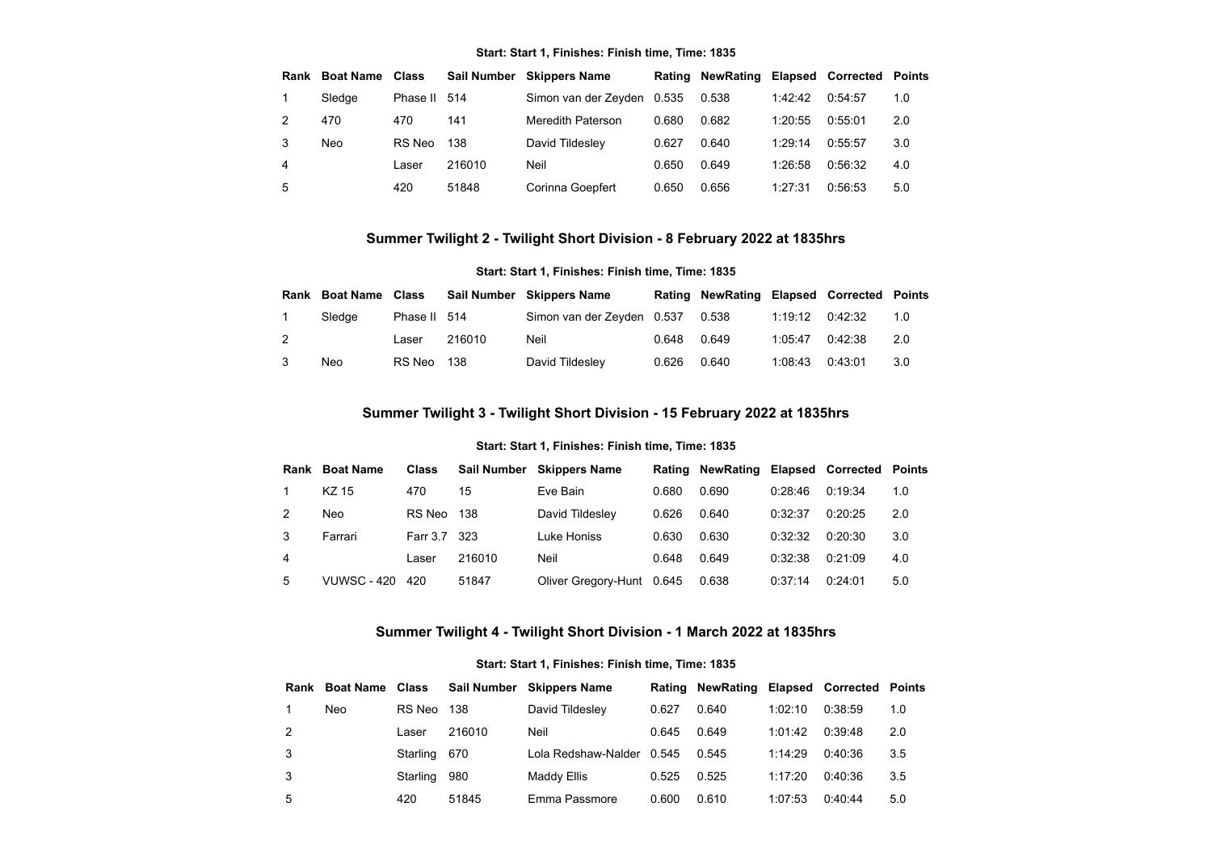**Start: Start 1, Finishes: Finish time, Time: 1835**

| Rank | Boat Name | Class | Sail Number | Skippers Name | Rating | NewRating | Elapsed | Corrected | Points |
|---|---|---|---|---|---|---|---|---|---|
| 1 | Sledge | Phase II | 514 | Simon van der Zeyden | 0.535 | 0.538 | 1:42:42 | 0:54:57 | 1.0 |
| 2 | 470 | 470 | 141 | Meredith Paterson | 0.680 | 0.682 | 1:20:55 | 0:55:01 | 2.0 |
| 3 | Neo | RS Neo | 138 | David Tildesley | 0.627 | 0.640 | 1:29:14 | 0:55:57 | 3.0 |
| 4 | | Laser | 216010 | Neil | 0.650 | 0.649 | 1:26:58 | 0:56:32 | 4.0 |
| 5 | | 420 | 51848 | Corinna Goepfert | 0.650 | 0.656 | 1:27:31 | 0:56:53 | 5.0 |

## Summer Twilight 2 - Twilight Short Division - 8 February 2022 at 1835hrs

**Start: Start 1, Finishes: Finish time, Time: 1835**

| Rank | Boat Name | Class | Sail Number | Skippers Name | Rating | NewRating | Elapsed | Corrected | Points |
|---|---|---|---|---|---|---|---|---|---|
| 1 | Sledge | Phase II | 514 | Simon van der Zeyden | 0.537 | 0.538 | 1:19:12 | 0:42:32 | 1.0 |
| 2 | | Laser | 216010 | Neil | 0.648 | 0.649 | 1:05:47 | 0:42:38 | 2.0 |
| 3 | Neo | RS Neo | 138 | David Tildesley | 0.626 | 0.640 | 1:08:43 | 0:43:01 | 3.0 |

## Summer Twilight 3 - Twilight Short Division - 15 February 2022 at 1835hrs

**Start: Start 1, Finishes: Finish time, Time: 1835**

| Rank | Boat Name | Class | Sail Number | Skippers Name | Rating | NewRating | Elapsed | Corrected | Points |
|---|---|---|---|---|---|---|---|---|---|
| 1 | KZ 15 | 470 | 15 | Eve Bain | 0.680 | 0.690 | 0:28:46 | 0:19:34 | 1.0 |
| 2 | Neo | RS Neo | 138 | David Tildesley | 0.626 | 0.640 | 0:32:37 | 0:20:25 | 2.0 |
| 3 | Farrari | Farr 3.7 | 323 | Luke Honiss | 0.630 | 0.630 | 0:32:32 | 0:20:30 | 3.0 |
| 4 | | Laser | 216010 | Neil | 0.648 | 0.649 | 0:32:38 | 0:21:09 | 4.0 |
| 5 | VUWSC - 420 | 420 | 51847 | Oliver Gregory-Hunt | 0.645 | 0.638 | 0:37:14 | 0:24:01 | 5.0 |

## Summer Twilight 4 - Twilight Short Division - 1 March 2022 at 1835hrs

**Start: Start 1, Finishes: Finish time, Time: 1835**

| Rank | Boat Name | Class | Sail Number | Skippers Name | Rating | NewRating | Elapsed | Corrected | Points |
|---|---|---|---|---|---|---|---|---|---|
| 1 | Neo | RS Neo | 138 | David Tildesley | 0.627 | 0.640 | 1:02:10 | 0:38:59 | 1.0 |
| 2 | | Laser | 216010 | Neil | 0.645 | 0.649 | 1:01:42 | 0:39:48 | 2.0 |
| 3 | | Starling | 670 | Lola Redshaw-Nalder | 0.545 | 0.545 | 1:14:29 | 0:40:36 | 3.5 |
| 3 | | Starling | 980 | Maddy Ellis | 0.525 | 0.525 | 1:17:20 | 0:40:36 | 3.5 |
| 5 | | 420 | 51845 | Emma Passmore | 0.600 | 0.610 | 1:07:53 | 0:40:44 | 5.0 |